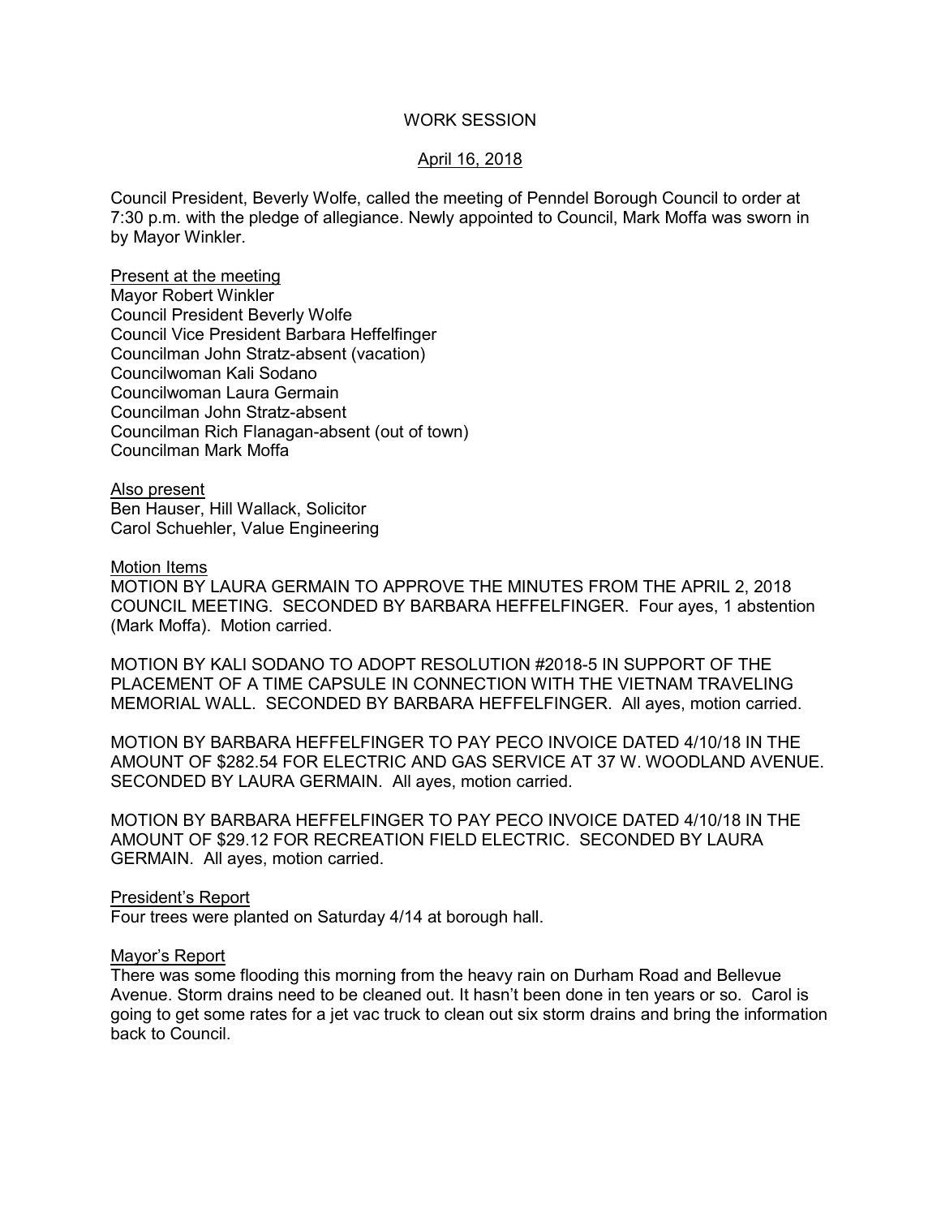# WORK SESSION

## April 16, 2018

Council President, Beverly Wolfe, called the meeting of Penndel Borough Council to order at 7:30 p.m. with the pledge of allegiance. Newly appointed to Council, Mark Moffa was sworn in by Mayor Winkler.

Present at the meeting
Mayor Robert Winkler
Council President Beverly Wolfe
Council Vice President Barbara Heffelfinger
Councilman John Stratz-absent (vacation)
Councilwoman Kali Sodano
Councilwoman Laura Germain
Councilman John Stratz-absent
Councilman Rich Flanagan-absent (out of town)
Councilman Mark Moffa

Also present
Ben Hauser, Hill Wallack, Solicitor
Carol Schuehler, Value Engineering

Motion Items
MOTION BY LAURA GERMAIN TO APPROVE THE MINUTES FROM THE APRIL 2, 2018 COUNCIL MEETING. SECONDED BY BARBARA HEFFELFINGER. Four ayes, 1 abstention (Mark Moffa). Motion carried.

MOTION BY KALI SODANO TO ADOPT RESOLUTION #2018-5 IN SUPPORT OF THE PLACEMENT OF A TIME CAPSULE IN CONNECTION WITH THE VIETNAM TRAVELING MEMORIAL WALL. SECONDED BY BARBARA HEFFELFINGER. All ayes, motion carried.

MOTION BY BARBARA HEFFELFINGER TO PAY PECO INVOICE DATED 4/10/18 IN THE AMOUNT OF $282.54 FOR ELECTRIC AND GAS SERVICE AT 37 W. WOODLAND AVENUE. SECONDED BY LAURA GERMAIN. All ayes, motion carried.

MOTION BY BARBARA HEFFELFINGER TO PAY PECO INVOICE DATED 4/10/18 IN THE AMOUNT OF $29.12 FOR RECREATION FIELD ELECTRIC. SECONDED BY LAURA GERMAIN. All ayes, motion carried.

President's Report
Four trees were planted on Saturday 4/14 at borough hall.

Mayor's Report
There was some flooding this morning from the heavy rain on Durham Road and Bellevue Avenue. Storm drains need to be cleaned out. It hasn't been done in ten years or so. Carol is going to get some rates for a jet vac truck to clean out six storm drains and bring the information back to Council.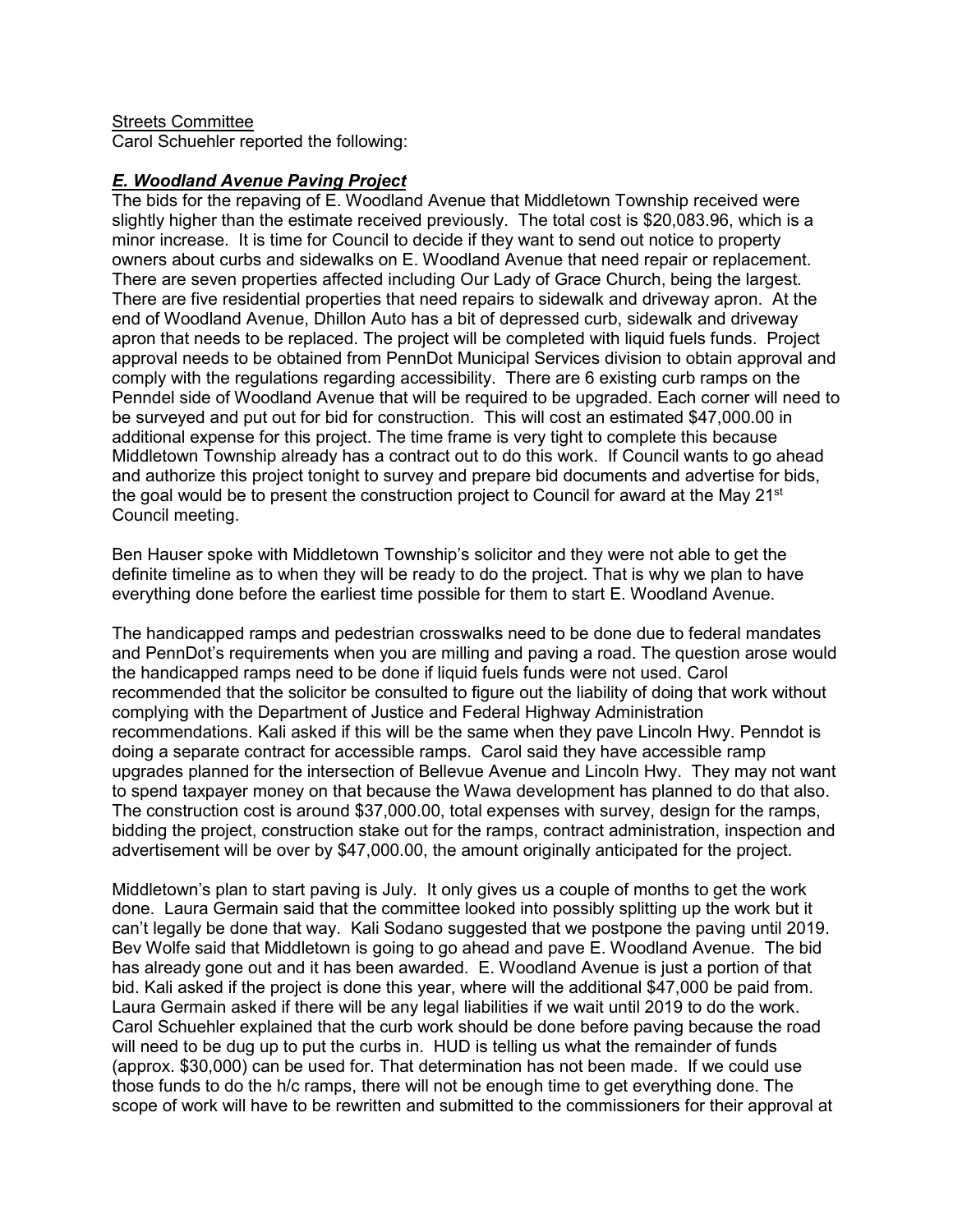<u>Streets Committee</u>
Carol Schuehler reported the following:

***<u>E. Woodland Avenue Paving Project</u>***

The bids for the repaving of E. Woodland Avenue that Middletown Township received were slightly higher than the estimate received previously. The total cost is $20,083.96, which is a minor increase. It is time for Council to decide if they want to send out notice to property owners about curbs and sidewalks on E. Woodland Avenue that need repair or replacement. There are seven properties affected including Our Lady of Grace Church, being the largest. There are five residential properties that need repairs to sidewalk and driveway apron. At the end of Woodland Avenue, Dhillon Auto has a bit of depressed curb, sidewalk and driveway apron that needs to be replaced. The project will be completed with liquid fuels funds. Project approval needs to be obtained from PennDot Municipal Services division to obtain approval and comply with the regulations regarding accessibility. There are 6 existing curb ramps on the Penndel side of Woodland Avenue that will be required to be upgraded. Each corner will need to be surveyed and put out for bid for construction. This will cost an estimated $47,000.00 in additional expense for this project. The time frame is very tight to complete this because Middletown Township already has a contract out to do this work. If Council wants to go ahead and authorize this project tonight to survey and prepare bid documents and advertise for bids, the goal would be to present the construction project to Council for award at the May 21st Council meeting.

Ben Hauser spoke with Middletown Township's solicitor and they were not able to get the definite timeline as to when they will be ready to do the project. That is why we plan to have everything done before the earliest time possible for them to start E. Woodland Avenue.

The handicapped ramps and pedestrian crosswalks need to be done due to federal mandates and PennDot's requirements when you are milling and paving a road. The question arose would the handicapped ramps need to be done if liquid fuels funds were not used. Carol recommended that the solicitor be consulted to figure out the liability of doing that work without complying with the Department of Justice and Federal Highway Administration recommendations. Kali asked if this will be the same when they pave Lincoln Hwy. Penndot is doing a separate contract for accessible ramps. Carol said they have accessible ramp upgrades planned for the intersection of Bellevue Avenue and Lincoln Hwy. They may not want to spend taxpayer money on that because the Wawa development has planned to do that also. The construction cost is around $37,000.00, total expenses with survey, design for the ramps, bidding the project, construction stake out for the ramps, contract administration, inspection and advertisement will be over by $47,000.00, the amount originally anticipated for the project.

Middletown's plan to start paving is July. It only gives us a couple of months to get the work done. Laura Germain said that the committee looked into possibly splitting up the work but it can't legally be done that way. Kali Sodano suggested that we postpone the paving until 2019. Bev Wolfe said that Middletown is going to go ahead and pave E. Woodland Avenue. The bid has already gone out and it has been awarded. E. Woodland Avenue is just a portion of that bid. Kali asked if the project is done this year, where will the additional $47,000 be paid from. Laura Germain asked if there will be any legal liabilities if we wait until 2019 to do the work. Carol Schuehler explained that the curb work should be done before paving because the road will need to be dug up to put the curbs in. HUD is telling us what the remainder of funds (approx. $30,000) can be used for. That determination has not been made. If we could use those funds to do the h/c ramps, there will not be enough time to get everything done. The scope of work will have to be rewritten and submitted to the commissioners for their approval at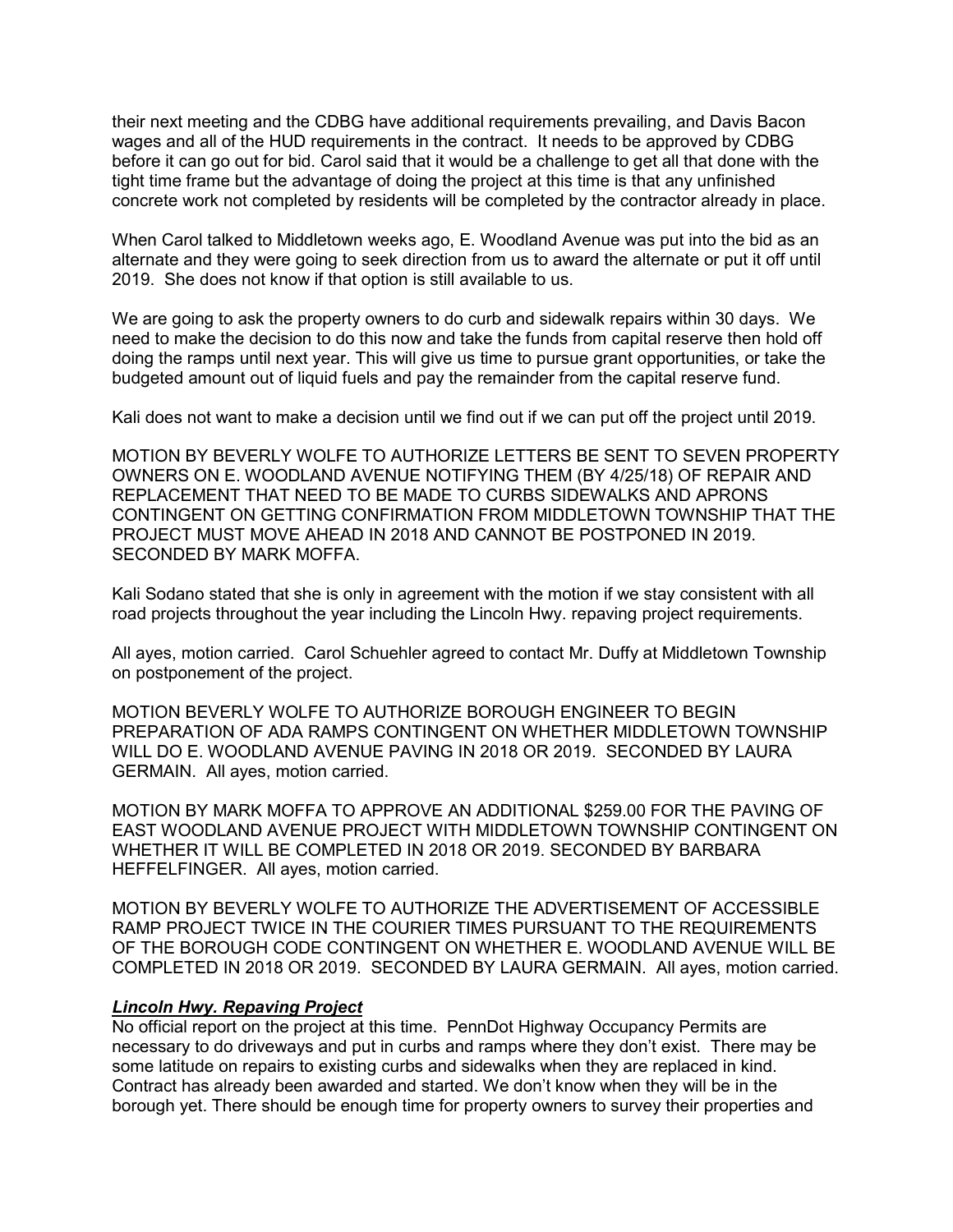their next meeting and the CDBG have additional requirements prevailing, and Davis Bacon wages and all of the HUD requirements in the contract. It needs to be approved by CDBG before it can go out for bid. Carol said that it would be a challenge to get all that done with the tight time frame but the advantage of doing the project at this time is that any unfinished concrete work not completed by residents will be completed by the contractor already in place.

When Carol talked to Middletown weeks ago, E. Woodland Avenue was put into the bid as an alternate and they were going to seek direction from us to award the alternate or put it off until 2019. She does not know if that option is still available to us.

We are going to ask the property owners to do curb and sidewalk repairs within 30 days. We need to make the decision to do this now and take the funds from capital reserve then hold off doing the ramps until next year. This will give us time to pursue grant opportunities, or take the budgeted amount out of liquid fuels and pay the remainder from the capital reserve fund.

Kali does not want to make a decision until we find out if we can put off the project until 2019.

MOTION BY BEVERLY WOLFE TO AUTHORIZE LETTERS BE SENT TO SEVEN PROPERTY OWNERS ON E. WOODLAND AVENUE NOTIFYING THEM (BY 4/25/18) OF REPAIR AND REPLACEMENT THAT NEED TO BE MADE TO CURBS SIDEWALKS AND APRONS CONTINGENT ON GETTING CONFIRMATION FROM MIDDLETOWN TOWNSHIP THAT THE PROJECT MUST MOVE AHEAD IN 2018 AND CANNOT BE POSTPONED IN 2019. SECONDED BY MARK MOFFA.

Kali Sodano stated that she is only in agreement with the motion if we stay consistent with all road projects throughout the year including the Lincoln Hwy. repaving project requirements.

All ayes, motion carried. Carol Schuehler agreed to contact Mr. Duffy at Middletown Township on postponement of the project.

MOTION BEVERLY WOLFE TO AUTHORIZE BOROUGH ENGINEER TO BEGIN PREPARATION OF ADA RAMPS CONTINGENT ON WHETHER MIDDLETOWN TOWNSHIP WILL DO E. WOODLAND AVENUE PAVING IN 2018 OR 2019. SECONDED BY LAURA GERMAIN. All ayes, motion carried.

MOTION BY MARK MOFFA TO APPROVE AN ADDITIONAL $259.00 FOR THE PAVING OF EAST WOODLAND AVENUE PROJECT WITH MIDDLETOWN TOWNSHIP CONTINGENT ON WHETHER IT WILL BE COMPLETED IN 2018 OR 2019. SECONDED BY BARBARA HEFFELFINGER. All ayes, motion carried.

MOTION BY BEVERLY WOLFE TO AUTHORIZE THE ADVERTISEMENT OF ACCESSIBLE RAMP PROJECT TWICE IN THE COURIER TIMES PURSUANT TO THE REQUIREMENTS OF THE BOROUGH CODE CONTINGENT ON WHETHER E. WOODLAND AVENUE WILL BE COMPLETED IN 2018 OR 2019. SECONDED BY LAURA GERMAIN. All ayes, motion carried.

***Lincoln Hwy. Repaving Project***

No official report on the project at this time. PennDot Highway Occupancy Permits are necessary to do driveways and put in curbs and ramps where they don't exist. There may be some latitude on repairs to existing curbs and sidewalks when they are replaced in kind. Contract has already been awarded and started. We don't know when they will be in the borough yet. There should be enough time for property owners to survey their properties and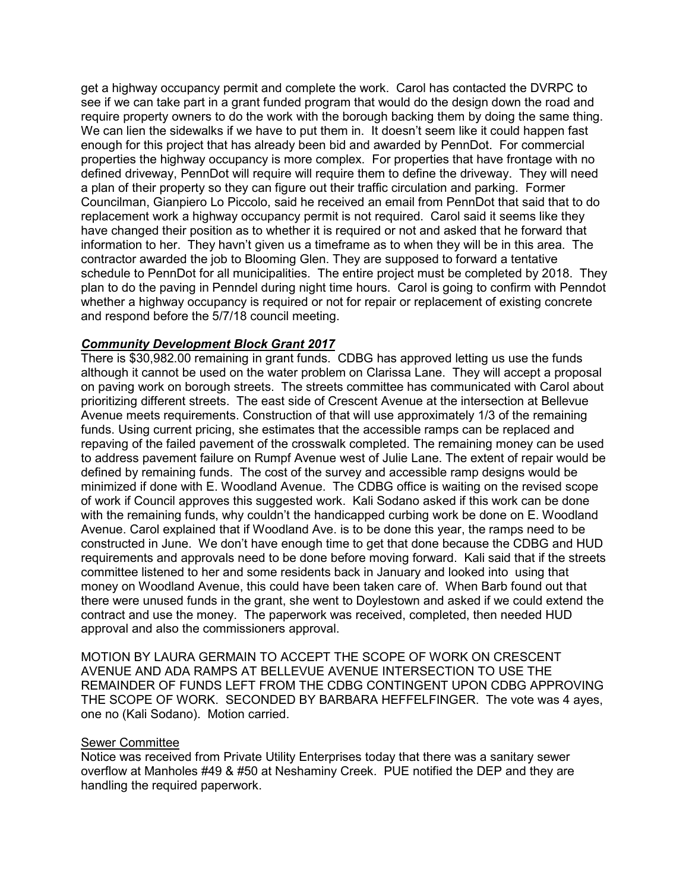get a highway occupancy permit and complete the work. Carol has contacted the DVRPC to see if we can take part in a grant funded program that would do the design down the road and require property owners to do the work with the borough backing them by doing the same thing. We can lien the sidewalks if we have to put them in. It doesn't seem like it could happen fast enough for this project that has already been bid and awarded by PennDot. For commercial properties the highway occupancy is more complex. For properties that have frontage with no defined driveway, PennDot will require will require them to define the driveway. They will need a plan of their property so they can figure out their traffic circulation and parking. Former Councilman, Gianpiero Lo Piccolo, said he received an email from PennDot that said that to do replacement work a highway occupancy permit is not required. Carol said it seems like they have changed their position as to whether it is required or not and asked that he forward that information to her. They havn't given us a timeframe as to when they will be in this area. The contractor awarded the job to Blooming Glen. They are supposed to forward a tentative schedule to PennDot for all municipalities. The entire project must be completed by 2018. They plan to do the paving in Penndel during night time hours. Carol is going to confirm with Penndot whether a highway occupancy is required or not for repair or replacement of existing concrete and respond before the 5/7/18 council meeting.

***Community Development Block Grant 2017***

There is $30,982.00 remaining in grant funds. CDBG has approved letting us use the funds although it cannot be used on the water problem on Clarissa Lane. They will accept a proposal on paving work on borough streets. The streets committee has communicated with Carol about prioritizing different streets. The east side of Crescent Avenue at the intersection at Bellevue Avenue meets requirements. Construction of that will use approximately 1/3 of the remaining funds. Using current pricing, she estimates that the accessible ramps can be replaced and repaving of the failed pavement of the crosswalk completed. The remaining money can be used to address pavement failure on Rumpf Avenue west of Julie Lane. The extent of repair would be defined by remaining funds. The cost of the survey and accessible ramp designs would be minimized if done with E. Woodland Avenue. The CDBG office is waiting on the revised scope of work if Council approves this suggested work. Kali Sodano asked if this work can be done with the remaining funds, why couldn't the handicapped curbing work be done on E. Woodland Avenue. Carol explained that if Woodland Ave. is to be done this year, the ramps need to be constructed in June. We don't have enough time to get that done because the CDBG and HUD requirements and approvals need to be done before moving forward. Kali said that if the streets committee listened to her and some residents back in January and looked into using that money on Woodland Avenue, this could have been taken care of. When Barb found out that there were unused funds in the grant, she went to Doylestown and asked if we could extend the contract and use the money. The paperwork was received, completed, then needed HUD approval and also the commissioners approval.

MOTION BY LAURA GERMAIN TO ACCEPT THE SCOPE OF WORK ON CRESCENT AVENUE AND ADA RAMPS AT BELLEVUE AVENUE INTERSECTION TO USE THE REMAINDER OF FUNDS LEFT FROM THE CDBG CONTINGENT UPON CDBG APPROVING THE SCOPE OF WORK. SECONDED BY BARBARA HEFFELFINGER. The vote was 4 ayes, one no (Kali Sodano). Motion carried.

Sewer Committee

Notice was received from Private Utility Enterprises today that there was a sanitary sewer overflow at Manholes #49 & #50 at Neshaminy Creek. PUE notified the DEP and they are handling the required paperwork.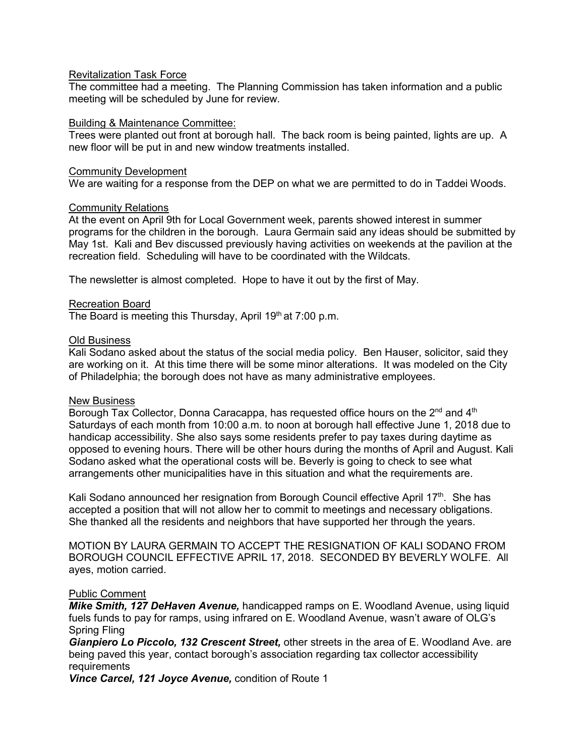Revitalization Task Force

The committee had a meeting. The Planning Commission has taken information and a public meeting will be scheduled by June for review.

Building & Maintenance Committee:

Trees were planted out front at borough hall. The back room is being painted, lights are up. A new floor will be put in and new window treatments installed.

Community Development

We are waiting for a response from the DEP on what we are permitted to do in Taddei Woods.

Community Relations

At the event on April 9th for Local Government week, parents showed interest in summer programs for the children in the borough. Laura Germain said any ideas should be submitted by May 1st. Kali and Bev discussed previously having activities on weekends at the pavilion at the recreation field. Scheduling will have to be coordinated with the Wildcats.

The newsletter is almost completed. Hope to have it out by the first of May.

Recreation Board

The Board is meeting this Thursday, April 19th at 7:00 p.m.

Old Business

Kali Sodano asked about the status of the social media policy. Ben Hauser, solicitor, said they are working on it. At this time there will be some minor alterations. It was modeled on the City of Philadelphia; the borough does not have as many administrative employees.

New Business

Borough Tax Collector, Donna Caracappa, has requested office hours on the 2nd and 4th Saturdays of each month from 10:00 a.m. to noon at borough hall effective June 1, 2018 due to handicap accessibility. She also says some residents prefer to pay taxes during daytime as opposed to evening hours. There will be other hours during the months of April and August. Kali Sodano asked what the operational costs will be. Beverly is going to check to see what arrangements other municipalities have in this situation and what the requirements are.

Kali Sodano announced her resignation from Borough Council effective April 17th. She has accepted a position that will not allow her to commit to meetings and necessary obligations. She thanked all the residents and neighbors that have supported her through the years.

MOTION BY LAURA GERMAIN TO ACCEPT THE RESIGNATION OF KALI SODANO FROM BOROUGH COUNCIL EFFECTIVE APRIL 17, 2018. SECONDED BY BEVERLY WOLFE. All ayes, motion carried.

Public Comment

***Mike Smith, 127 DeHaven Avenue,*** handicapped ramps on E. Woodland Avenue, using liquid fuels funds to pay for ramps, using infrared on E. Woodland Avenue, wasn't aware of OLG's Spring Fling

***Gianpiero Lo Piccolo, 132 Crescent Street,*** other streets in the area of E. Woodland Ave. are being paved this year, contact borough's association regarding tax collector accessibility requirements

***Vince Carcel, 121 Joyce Avenue,*** condition of Route 1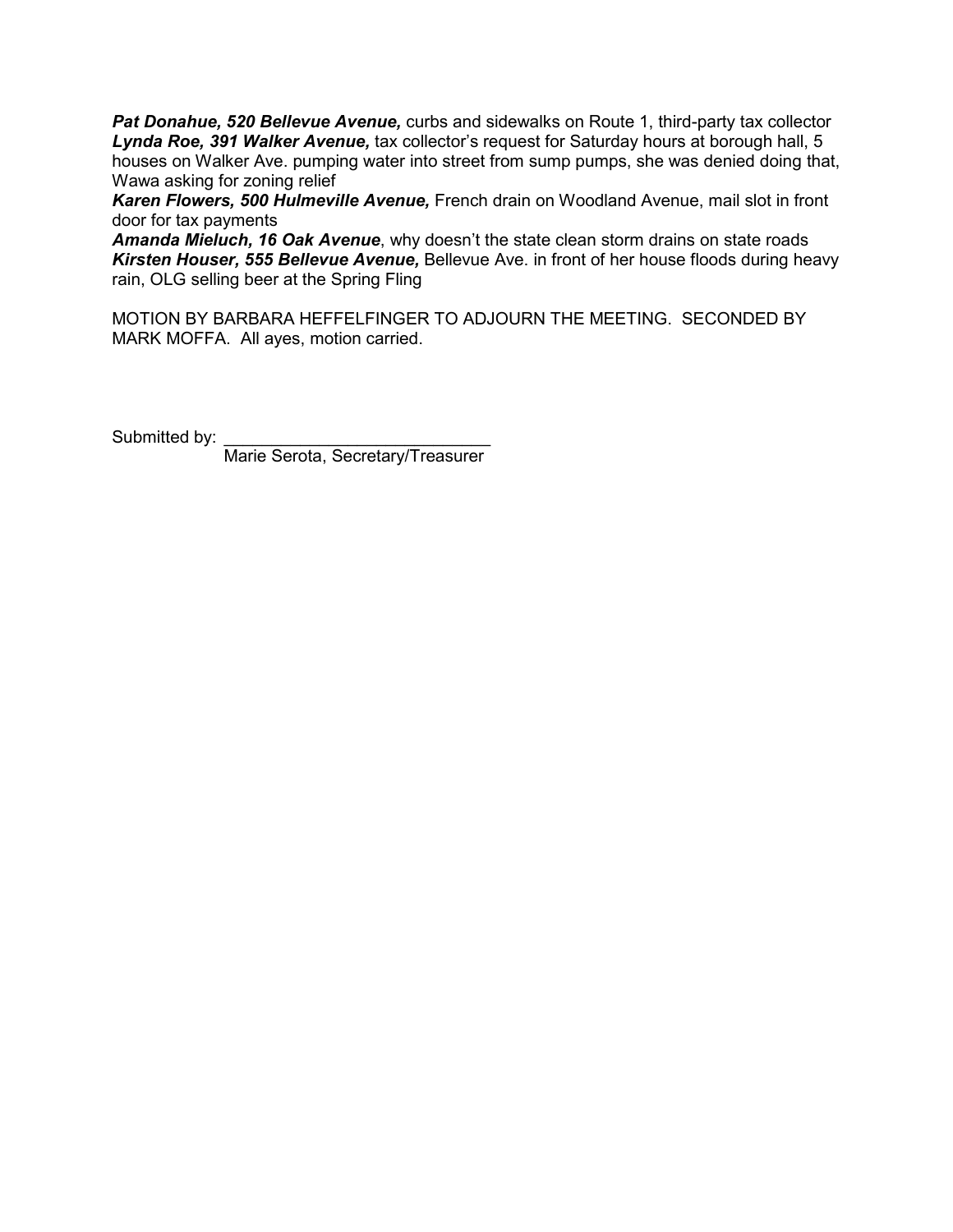***Pat Donahue, 520 Bellevue Avenue,*** curbs and sidewalks on Route 1, third-party tax collector
***Lynda Roe, 391 Walker Avenue,*** tax collector's request for Saturday hours at borough hall, 5 houses on Walker Ave. pumping water into street from sump pumps, she was denied doing that, Wawa asking for zoning relief
***Karen Flowers, 500 Hulmeville Avenue,*** French drain on Woodland Avenue, mail slot in front door for tax payments
***Amanda Mieluch, 16 Oak Avenue***, why doesn't the state clean storm drains on state roads
***Kirsten Houser, 555 Bellevue Avenue,*** Bellevue Ave. in front of her house floods during heavy rain, OLG selling beer at the Spring Fling

MOTION BY BARBARA HEFFELFINGER TO ADJOURN THE MEETING. SECONDED BY MARK MOFFA. All ayes, motion carried.

Submitted by: ___________________________
Marie Serota, Secretary/Treasurer